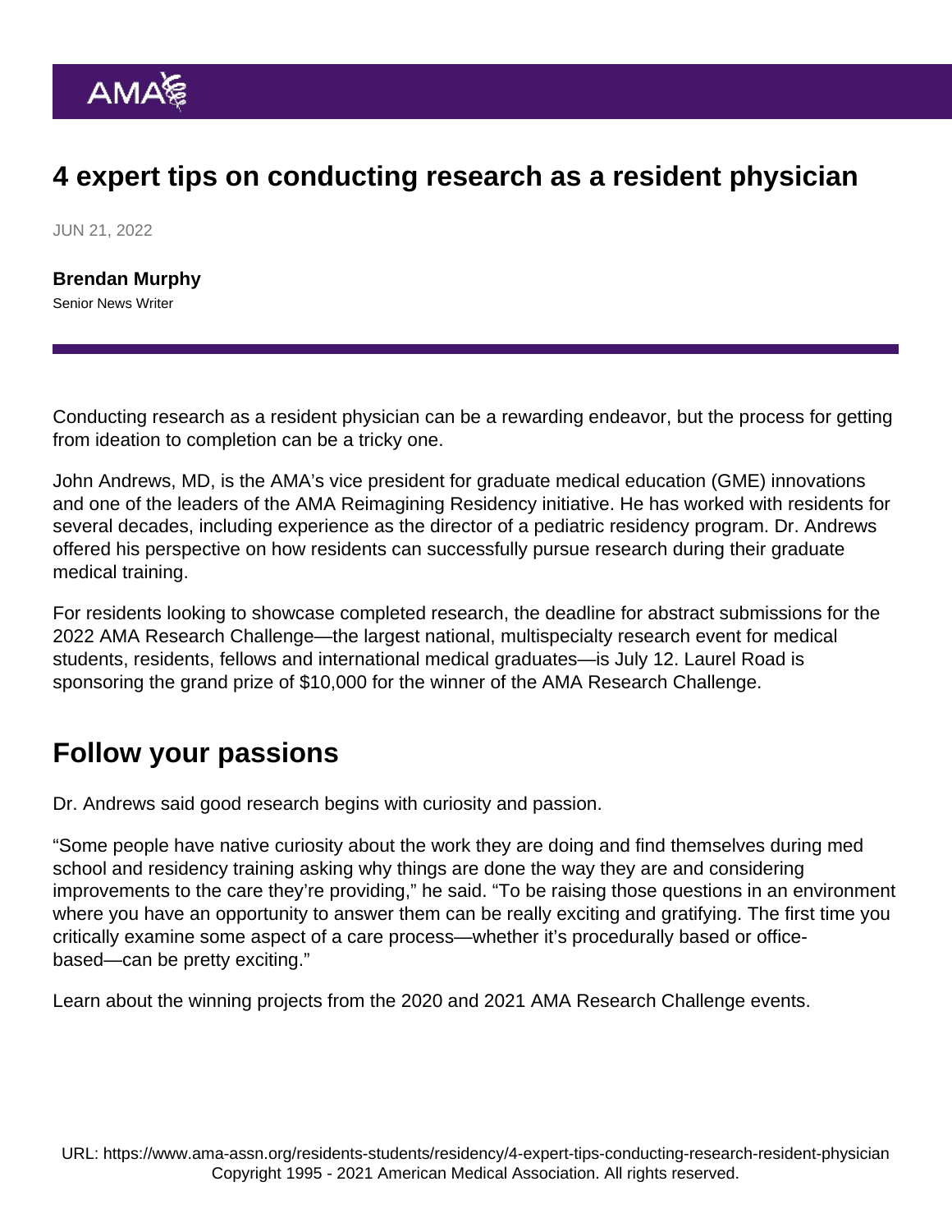# 4 expert tips on conducting research as a resident physician

JUN 21, 2022

**Brendan Murphy**
Senior News Writer

Conducting research as a resident physician can be a rewarding endeavor, but the process for getting from ideation to completion can be a tricky one.

John Andrews, MD, is the AMA's vice president for graduate medical education (GME) innovations and one of the leaders of the AMA Reimagining Residency initiative. He has worked with residents for several decades, including experience as the director of a pediatric residency program. Dr. Andrews offered his perspective on how residents can successfully pursue research during their graduate medical training.

For residents looking to showcase completed research, the deadline for abstract submissions for the 2022 AMA Research Challenge—the largest national, multispecialty research event for medical students, residents, fellows and international medical graduates—is July 12. Laurel Road is sponsoring the grand prize of $10,000 for the winner of the AMA Research Challenge.

## Follow your passions

Dr. Andrews said good research begins with curiosity and passion.

"Some people have native curiosity about the work they are doing and find themselves during med school and residency training asking why things are done the way they are and considering improvements to the care they're providing," he said. "To be raising those questions in an environment where you have an opportunity to answer them can be really exciting and gratifying. The first time you critically examine some aspect of a care process—whether it's procedurally based or office-based—can be pretty exciting."

Learn about the winning projects from the 2020 and 2021 AMA Research Challenge events.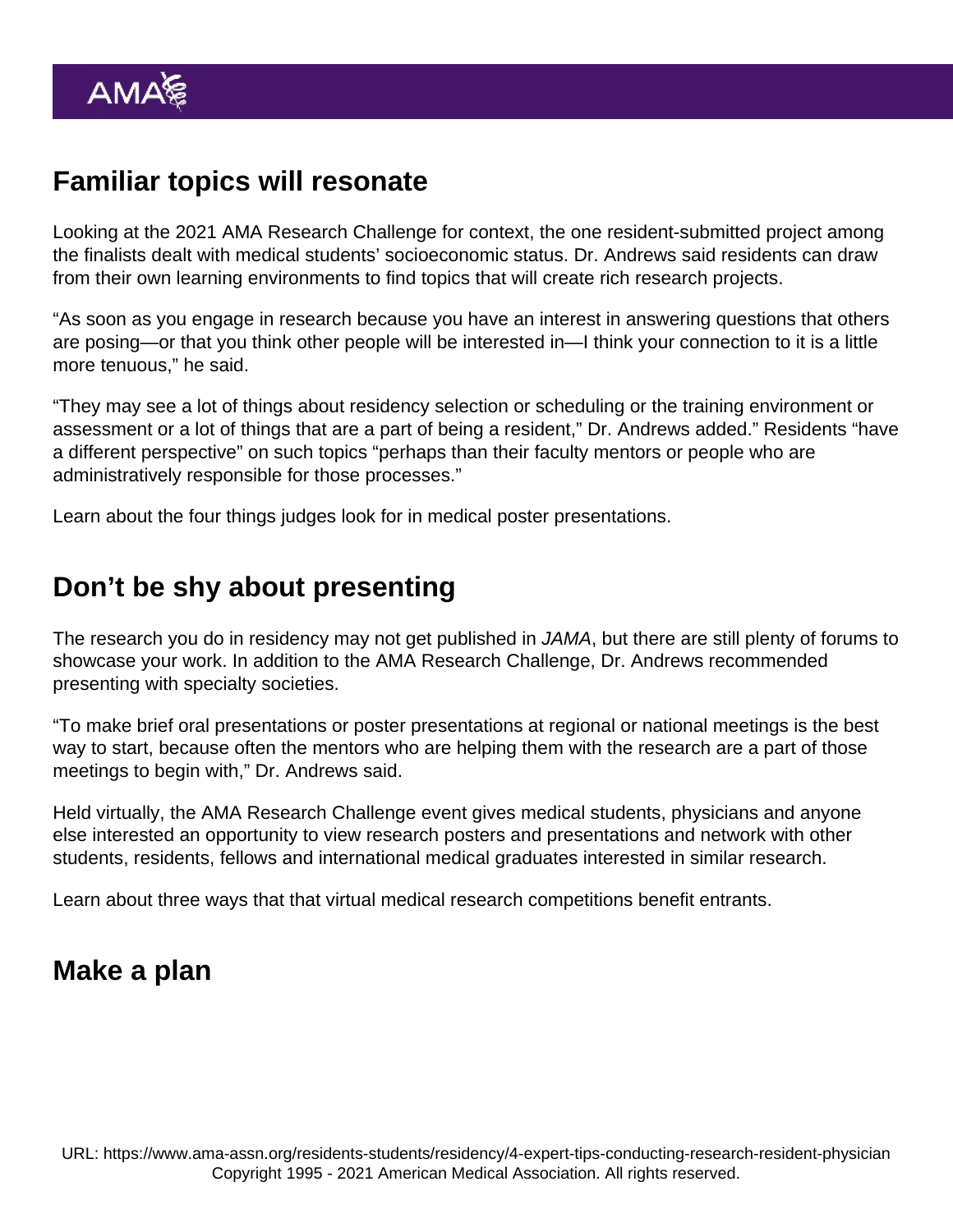## Familiar topics will resonate

Looking at the 2021 AMA Research Challenge for context, the one resident-submitted project among the finalists dealt with medical students' socioeconomic status. Dr. Andrews said residents can draw from their own learning environments to find topics that will create rich research projects.

"As soon as you engage in research because you have an interest in answering questions that others are posing—or that you think other people will be interested in—I think your connection to it is a little more tenuous," he said.

"They may see a lot of things about residency selection or scheduling or the training environment or assessment or a lot of things that are a part of being a resident," Dr. Andrews added." Residents "have a different perspective" on such topics "perhaps than their faculty mentors or people who are administratively responsible for those processes."

Learn about the four things judges look for in medical poster presentations.

## Don't be shy about presenting

The research you do in residency may not get published in *JAMA*, but there are still plenty of forums to showcase your work. In addition to the AMA Research Challenge, Dr. Andrews recommended presenting with specialty societies.

"To make brief oral presentations or poster presentations at regional or national meetings is the best way to start, because often the mentors who are helping them with the research are a part of those meetings to begin with," Dr. Andrews said.

Held virtually, the AMA Research Challenge event gives medical students, physicians and anyone else interested an opportunity to view research posters and presentations and network with other students, residents, fellows and international medical graduates interested in similar research.

Learn about three ways that that virtual medical research competitions benefit entrants.

## Make a plan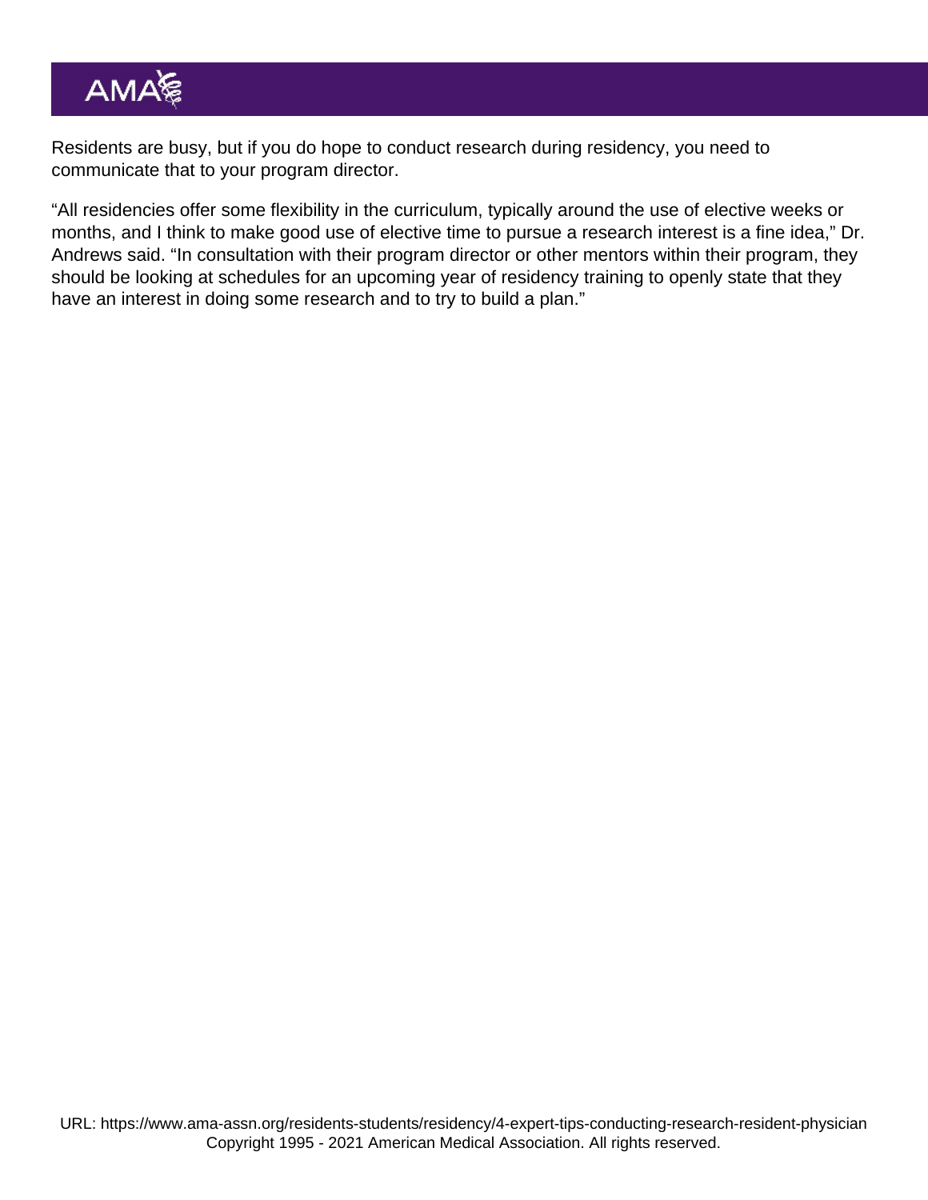Residents are busy, but if you do hope to conduct research during residency, you need to communicate that to your program director.

“All residencies offer some flexibility in the curriculum, typically around the use of elective weeks or months, and I think to make good use of elective time to pursue a research interest is a fine idea,” Dr. Andrews said. “In consultation with their program director or other mentors within their program, they should be looking at schedules for an upcoming year of residency training to openly state that they have an interest in doing some research and to try to build a plan.”